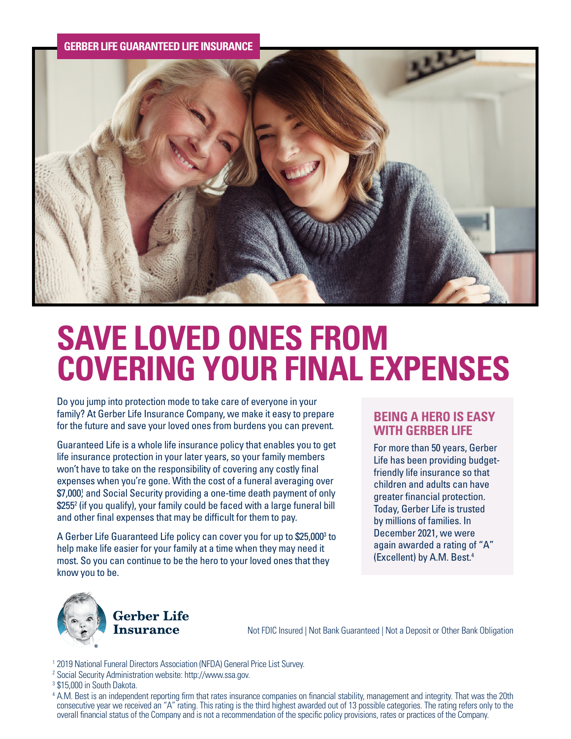GERBER LIFE GUARANTEED LIFE INSURANCE

# SAVE LOVED ONES FROM COVERING YOUR FINAL EXPENSES

Do you jump into protection mode to take care of everyone in your family? At Gerber Life Insurance Company, we make it easy to prepare for the future and save your loved ones from burdens you can prevent.

Guaranteed Life is a whole life insurance policy that enables you to get life insurance protection in your later years, so your family members won't have to take on the responsibility of covering any costly final expenses when you're gone. With the cost of a funeral averaging over $7,000[1] and Social Security providing a one-time death payment of only $255[2] (if you qualify), your family could be faced with a large funeral bill and other final expenses that may be difficult for them to pay.

A Gerber Life Guaranteed Life policy can cover you for up to $25,000[3] to help make life easier for your family at a time when they may need it most. So you can continue to be the hero to your loved ones that they know you to be.

## BEING A HERO IS EASY WITH GERBER LIFE

For more than 50 years, Gerber Life has been providing budget-friendly life insurance so that children and adults can have greater financial protection. Today, Gerber Life is trusted by millions of families. In December 2021, we were again awarded a rating of "A" (Excellent) by A.M. Best.[4]

Gerber Life Insurance

Not FDIC Insured | Not Bank Guaranteed | Not a Deposit or Other Bank Obligation

[1] 2019 National Funeral Directors Association (NFDA) General Price List Survey.

[2] Social Security Administration website: http://www.ssa.gov.

[3] $15,000 in South Dakota.

[4] A.M. Best is an independent reporting firm that rates insurance companies on financial stability, management and integrity. That was the 20th consecutive year we received an "A" rating. This rating is the third highest awarded out of 13 possible categories. The rating refers only to the overall financial status of the Company and is not a recommendation of the specific policy provisions, rates or practices of the Company.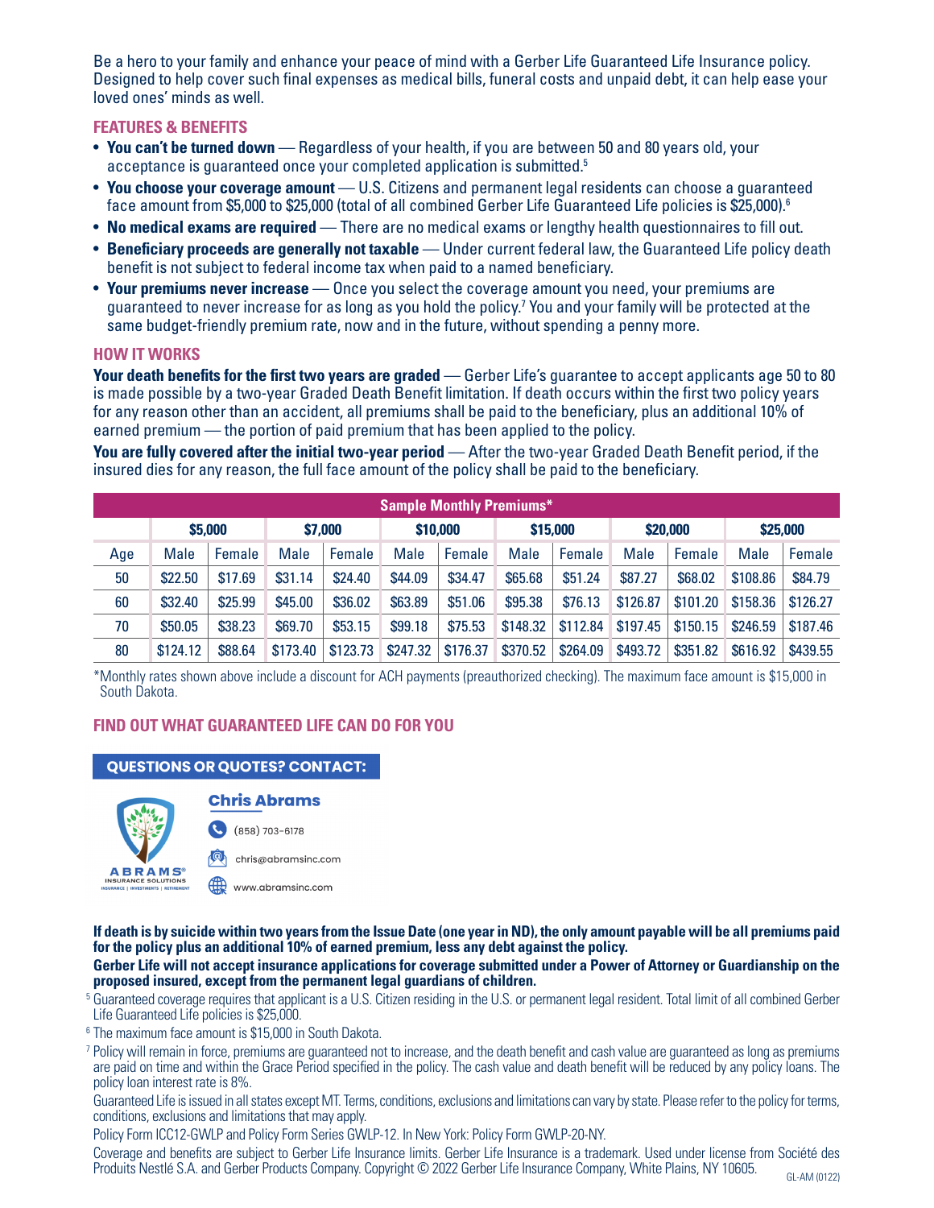Be a hero to your family and enhance your peace of mind with a Gerber Life Guaranteed Life Insurance policy. Designed to help cover such final expenses as medical bills, funeral costs and unpaid debt, it can help ease your loved ones' minds as well.

## FEATURES & BENEFITS

- **You can't be turned down** — Regardless of your health, if you are between 50 and 80 years old, your acceptance is guaranteed once your completed application is submitted.[5]
- **You choose your coverage amount** — U.S. Citizens and permanent legal residents can choose a guaranteed face amount from $5,000 to $25,000 (total of all combined Gerber Life Guaranteed Life policies is $25,000).[6]
- **No medical exams are required** — There are no medical exams or lengthy health questionnaires to fill out.
- **Beneficiary proceeds are generally not taxable** — Under current federal law, the Guaranteed Life policy death benefit is not subject to federal income tax when paid to a named beneficiary.
- **Your premiums never increase** — Once you select the coverage amount you need, your premiums are guaranteed to never increase for as long as you hold the policy.[7] You and your family will be protected at the same budget-friendly premium rate, now and in the future, without spending a penny more.

## HOW IT WORKS

**Your death benefits for the first two years are graded** — Gerber Life's guarantee to accept applicants age 50 to 80 is made possible by a two-year Graded Death Benefit limitation. If death occurs within the first two policy years for any reason other than an accident, all premiums shall be paid to the beneficiary, plus an additional 10% of earned premium — the portion of paid premium that has been applied to the policy.

**You are fully covered after the initial two-year period** — After the two-year Graded Death Benefit period, if the insured dies for any reason, the full face amount of the policy shall be paid to the beneficiary.

| Sample Monthly Premiums* | | | | | | | | | | | | |
|---|---|---|---|---|---|---|---|---|---|---|---|---|
| | $5,000 | | $7,000 | | $10,000 | | $15,000 | | $20,000 | | $25,000 | |
| Age | Male | Female | Male | Female | Male | Female | Male | Female | Male | Female | Male | Female |
| 50 | $22.50 | $17.69 | $31.14 | $24.40 | $44.09 | $34.47 | $65.68 | $51.24 | $87.27 | $68.02 | $108.86 | $84.79 |
| 60 | $32.40 | $25.99 | $45.00 | $36.02 | $63.89 | $51.06 | $95.38 | $76.13 | $126.87 | $101.20 | $158.36 | $126.27 |
| 70 | $50.05 | $38.23 | $69.70 | $53.15 | $99.18 | $75.53 | $148.32 | $112.84 | $197.45 | $150.15 | $246.59 | $187.46 |
| 80 | $124.12 | $88.64 | $173.40 | $123.73 | $247.32 | $176.37 | $370.52 | $264.09 | $493.72 | $351.82 | $616.92 | $439.55 |

*Monthly rates shown above include a discount for ACH payments (preauthorized checking). The maximum face amount is $15,000 in South Dakota.

## FIND OUT WHAT GUARANTEED LIFE CAN DO FOR YOU

**QUESTIONS OR QUOTES? CONTACT:**

ABRAMS® INSURANCE SOLUTIONS
INSURANCE | INVESTMENTS | RETIREMENT

**Chris Abrams**

(858) 703-6178

chris@abramsinc.com

www.abramsinc.com

**If death is by suicide within two years from the Issue Date (one year in ND), the only amount payable will be all premiums paid for the policy plus an additional 10% of earned premium, less any debt against the policy.**

**Gerber Life will not accept insurance applications for coverage submitted under a Power of Attorney or Guardianship on the proposed insured, except from the permanent legal guardians of children.**

[5] Guaranteed coverage requires that applicant is a U.S. Citizen residing in the U.S. or permanent legal resident. Total limit of all combined Gerber Life Guaranteed Life policies is $25,000.

[6] The maximum face amount is $15,000 in South Dakota.

[7] Policy will remain in force, premiums are guaranteed not to increase, and the death benefit and cash value are guaranteed as long as premiums are paid on time and within the Grace Period specified in the policy. The cash value and death benefit will be reduced by any policy loans. The policy loan interest rate is 8%.

Guaranteed Life is issued in all states except MT. Terms, conditions, exclusions and limitations can vary by state. Please refer to the policy for terms, conditions, exclusions and limitations that may apply.

Policy Form ICC12-GWLP and Policy Form Series GWLP-12. In New York: Policy Form GWLP-20-NY.

Coverage and benefits are subject to Gerber Life Insurance limits. Gerber Life Insurance is a trademark. Used under license from Société des Produits Nestlé S.A. and Gerber Products Company. Copyright © 2022 Gerber Life Insurance Company, White Plains, NY 10605.

GL-AM (0122)